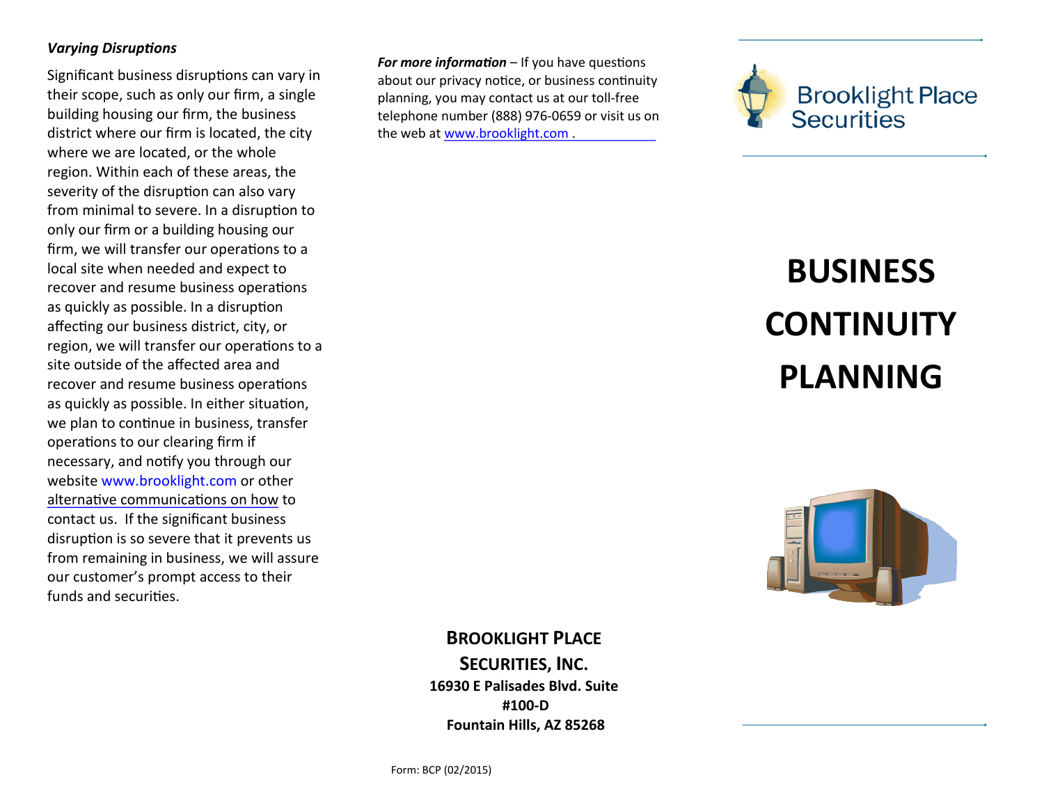### *Varying Disruptions*

Significant business disruptions can vary in their scope, such as only our firm, a single building housing our firm, the business district where our firm is located, the city where we are located, or the whole region. Within each of these areas, the severity of the disruption can also vary from minimal to severe. In a disruption to only our firm or a building housing our firm, we will transfer our operations to a local site when needed and expect to recover and resume business operations as quickly as possible. In a disruption affecting our business district, city, or region, we will transfer our operations to a site outside of the affected area and recover and resume business operations as quickly as possible. In either situation, we plan to continue in business, transfer operations to our clearing firm if necessary, and notify you through our website www.brooklight.com or other alternative communications on how to contact us. If the significant business disruption is so severe that it prevents us from remaining in business, we will assure our customer's prompt access to their funds and securities.

***For more information*** – If you have questions about our privacy notice, or business continuity planning, you may contact us at our toll-free telephone number (888) 976-0659 or visit us on the web at www.brooklight.com .

**BROOKLIGHT PLACE SECURITIES, INC.**
**16930 E Palisades Blvd. Suite #100-D**
**Fountain Hills, AZ 85268**

Form: BCP (02/2015)

Brooklight Place Securities

# BUSINESS CONTINUITY PLANNING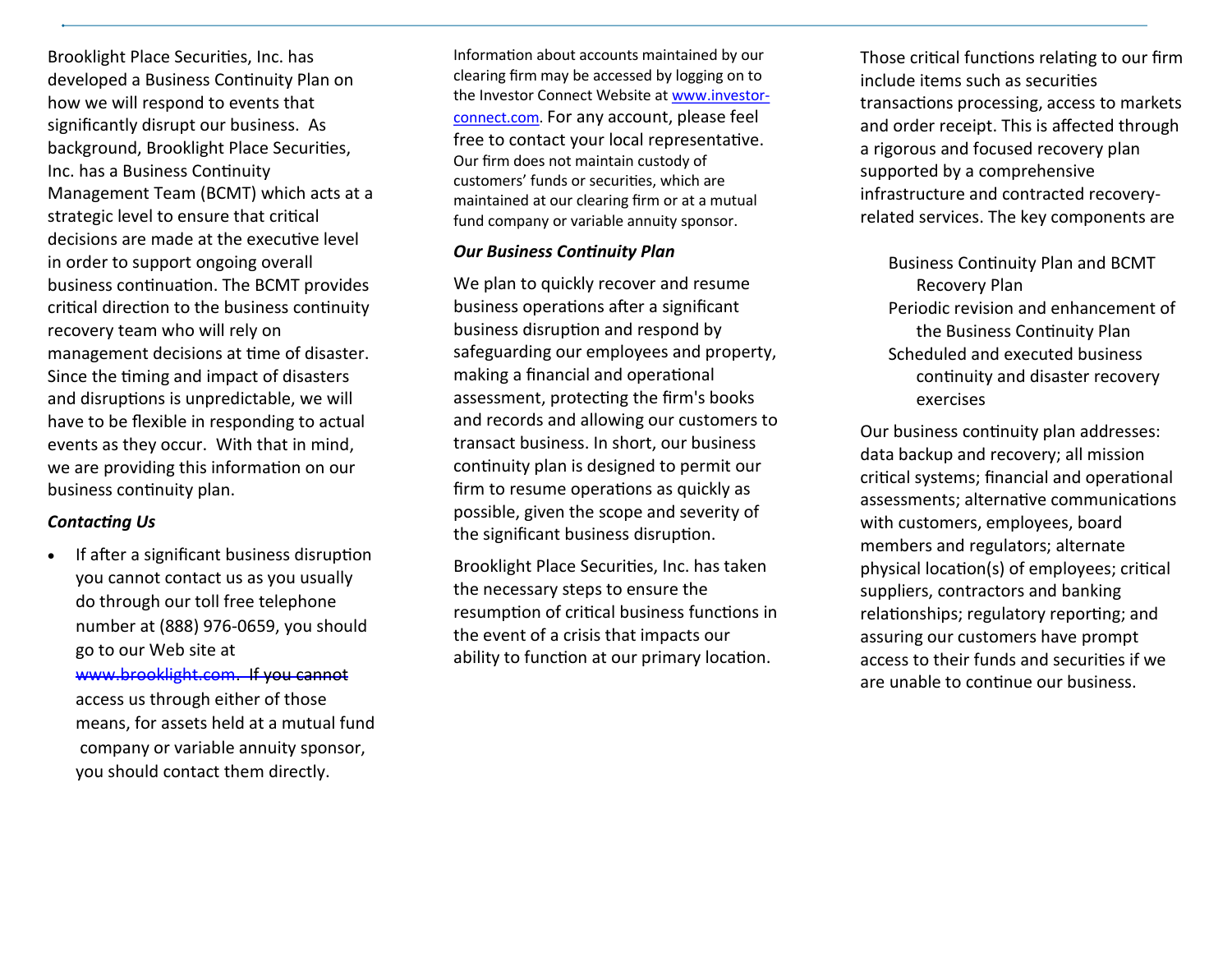Brooklight Place Securities, Inc. has developed a Business Continuity Plan on how we will respond to events that significantly disrupt our business. As background, Brooklight Place Securities, Inc. has a Business Continuity Management Team (BCMT) which acts at a strategic level to ensure that critical decisions are made at the executive level in order to support ongoing overall business continuation. The BCMT provides critical direction to the business continuity recovery team who will rely on management decisions at time of disaster. Since the timing and impact of disasters and disruptions is unpredictable, we will have to be flexible in responding to actual events as they occur. With that in mind, we are providing this information on our business continuity plan.

***Contacting Us***

- If after a significant business disruption you cannot contact us as you usually do through our toll free telephone number at (888) 976-0659, you should go to our Web site at ~~www.brooklight.com. If you cannot~~ access us through either of those means, for assets held at a mutual fund company or variable annuity sponsor, you should contact them directly.

Information about accounts maintained by our clearing firm may be accessed by logging on to the Investor Connect Website at www.investor-connect.com. For any account, please feel free to contact your local representative. Our firm does not maintain custody of customers' funds or securities, which are maintained at our clearing firm or at a mutual fund company or variable annuity sponsor.

***Our Business Continuity Plan***

We plan to quickly recover and resume business operations after a significant business disruption and respond by safeguarding our employees and property, making a financial and operational assessment, protecting the firm's books and records and allowing our customers to transact business. In short, our business continuity plan is designed to permit our firm to resume operations as quickly as possible, given the scope and severity of the significant business disruption.

Brooklight Place Securities, Inc. has taken the necessary steps to ensure the resumption of critical business functions in the event of a crisis that impacts our ability to function at our primary location.

Those critical functions relating to our firm include items such as securities transactions processing, access to markets and order receipt. This is affected through a rigorous and focused recovery plan supported by a comprehensive infrastructure and contracted recovery-related services. The key components are

Business Continuity Plan and BCMT Recovery Plan
Periodic revision and enhancement of the Business Continuity Plan
Scheduled and executed business continuity and disaster recovery exercises

Our business continuity plan addresses: data backup and recovery; all mission critical systems; financial and operational assessments; alternative communications with customers, employees, board members and regulators; alternate physical location(s) of employees; critical suppliers, contractors and banking relationships; regulatory reporting; and assuring our customers have prompt access to their funds and securities if we are unable to continue our business.